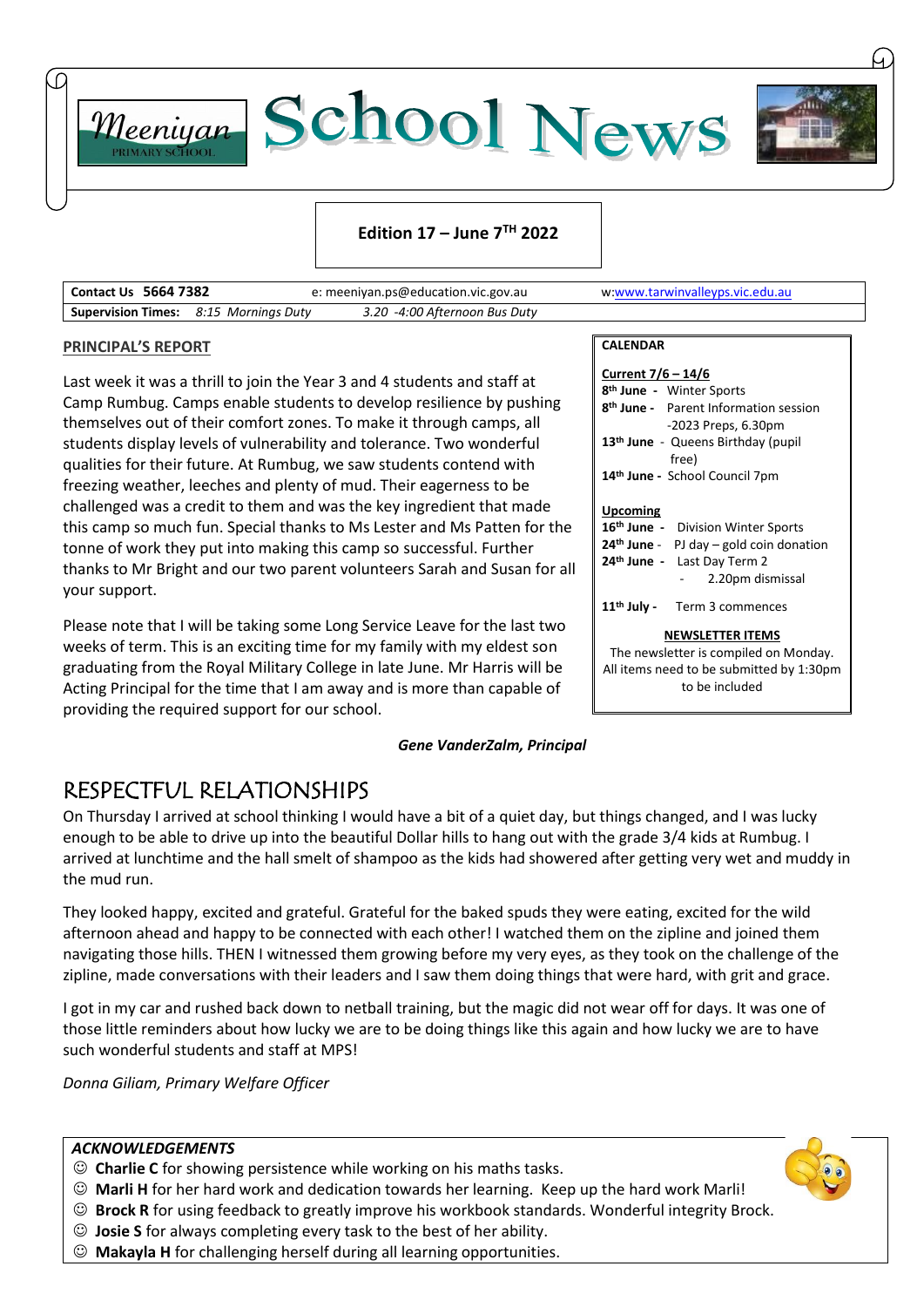# Meeniyan Primary School — School News

**Edition 17 – June 7TH 2022**

| **Contact Us 5664 7382** | e: meeniyan.ps@education.vic.gov.au | w:www.tarwinvalleyps.vic.edu.au |
|---|---|---|
| **Supervision Times:** *8:15 Mornings Duty* | *3.20 -4:00 Afternoon Bus Duty* | |

## PRINCIPAL'S REPORT

Last week it was a thrill to join the Year 3 and 4 students and staff at Camp Rumbug. Camps enable students to develop resilience by pushing themselves out of their comfort zones. To make it through camps, all students display levels of vulnerability and tolerance. Two wonderful qualities for their future. At Rumbug, we saw students contend with freezing weather, leeches and plenty of mud. Their eagerness to be challenged was a credit to them and was the key ingredient that made this camp so much fun. Special thanks to Ms Lester and Ms Patten for the tonne of work they put into making this camp so successful. Further thanks to Mr Bright and our two parent volunteers Sarah and Susan for all your support.

Please note that I will be taking some Long Service Leave for the last two weeks of term. This is an exciting time for my family with my eldest son graduating from the Royal Military College in late June. Mr Harris will be Acting Principal for the time that I am away and is more than capable of providing the required support for our school.

***Gene VanderZalm, Principal***

### CALENDAR

**Current 7/6 – 14/6**
- **8th June -** Winter Sports
- **8th June -** Parent Information session -2023 Preps, 6.30pm
- **13th June -** Queens Birthday (pupil free)
- **14th June -** School Council 7pm

**Upcoming**
- **16th June -** Division Winter Sports
- **24th June -** PJ day – gold coin donation
- **24th June -** Last Day Term 2 - 2.20pm dismissal
- **11th July -** Term 3 commences

**NEWSLETTER ITEMS**

The newsletter is compiled on Monday. All items need to be submitted by 1:30pm to be included

## RESPECTFUL RELATIONSHIPS

On Thursday I arrived at school thinking I would have a bit of a quiet day, but things changed, and I was lucky enough to be able to drive up into the beautiful Dollar hills to hang out with the grade 3/4 kids at Rumbug. I arrived at lunchtime and the hall smelt of shampoo as the kids had showered after getting very wet and muddy in the mud run.

They looked happy, excited and grateful. Grateful for the baked spuds they were eating, excited for the wild afternoon ahead and happy to be connected with each other! I watched them on the zipline and joined them navigating those hills. THEN I witnessed them growing before my very eyes, as they took on the challenge of the zipline, made conversations with their leaders and I saw them doing things that were hard, with grit and grace.

I got in my car and rushed back down to netball training, but the magic did not wear off for days. It was one of those little reminders about how lucky we are to be doing things like this again and how lucky we are to have such wonderful students and staff at MPS!

*Donna Giliam, Primary Welfare Officer*

***ACKNOWLEDGEMENTS***

- ☺ **Charlie C** for showing persistence while working on his maths tasks.
- ☺ **Marli H** for her hard work and dedication towards her learning. Keep up the hard work Marli!
- ☺ **Brock R** for using feedback to greatly improve his workbook standards. Wonderful integrity Brock.
- ☺ **Josie S** for always completing every task to the best of her ability.
- ☺ **Makayla H** for challenging herself during all learning opportunities.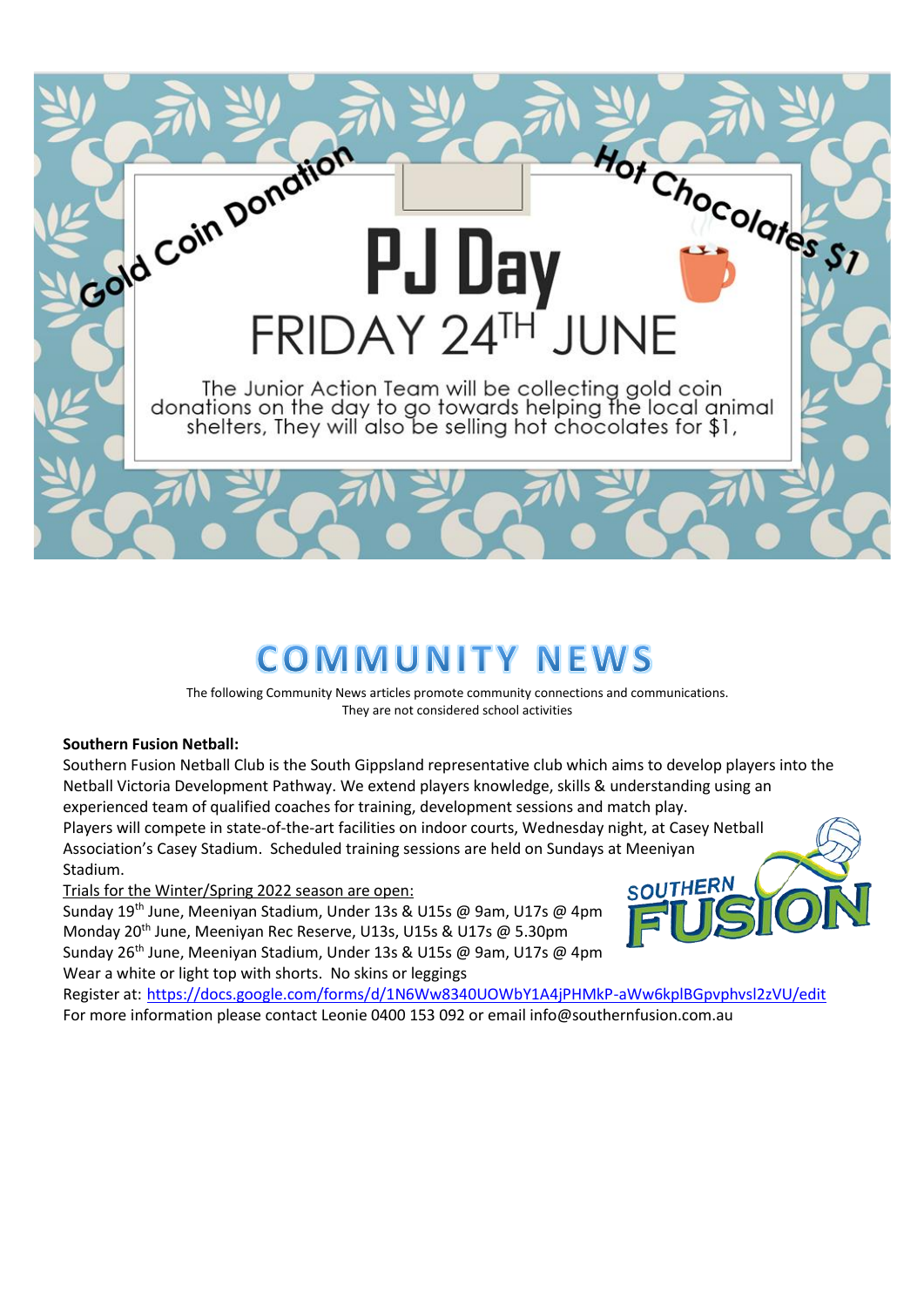Gold Coin Donation

Hot Chocolates $1

# PJ Day

FRIDAY 24TH JUNE

The Junior Action Team will be collecting gold coin donations on the day to go towards helping the local animal shelters, They will also be selling hot chocolates for $1,

# COMMUNITY NEWS

The following Community News articles promote community connections and communications.
They are not considered school activities

**Southern Fusion Netball:**

Southern Fusion Netball Club is the South Gippsland representative club which aims to develop players into the Netball Victoria Development Pathway. We extend players knowledge, skills & understanding using an experienced team of qualified coaches for training, development sessions and match play.
Players will compete in state-of-the-art facilities on indoor courts, Wednesday night, at Casey Netball Association's Casey Stadium. Scheduled training sessions are held on Sundays at Meeniyan Stadium.

Trials for the Winter/Spring 2022 season are open:

Sunday 19th June, Meeniyan Stadium, Under 13s & U15s @ 9am, U17s @ 4pm
Monday 20th June, Meeniyan Rec Reserve, U13s, U15s & U17s @ 5.30pm
Sunday 26th June, Meeniyan Stadium, Under 13s & U15s @ 9am, U17s @ 4pm
Wear a white or light top with shorts. No skins or leggings
Register at: https://docs.google.com/forms/d/1N6Ww8340UOWbY1A4jPHMkP-aWw6kplBGpvphvsl2zVU/edit
For more information please contact Leonie 0400 153 092 or email info@southernfusion.com.au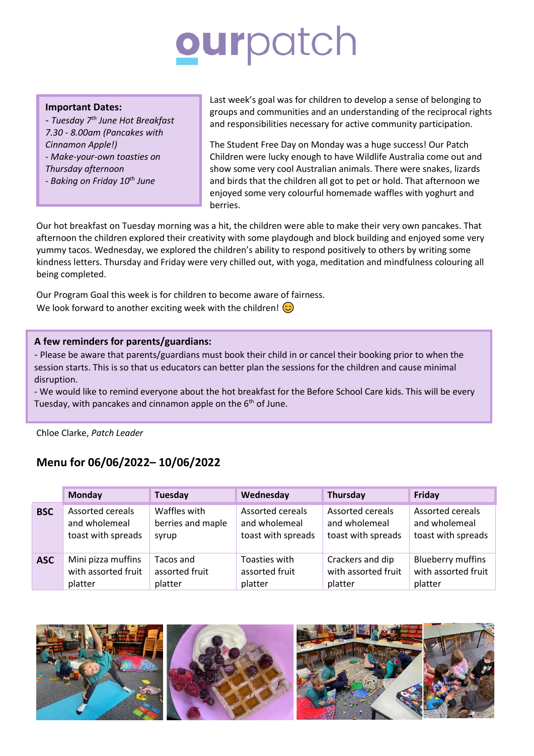# ourpatch

**Important Dates:**

- *Tuesday 7th June Hot Breakfast 7.30 - 8.00am (Pancakes with Cinnamon Apple!)*
- *Make-your-own toasties on Thursday afternoon*
- *Baking on Friday 10th June*

Last week's goal was for children to develop a sense of belonging to groups and communities and an understanding of the reciprocal rights and responsibilities necessary for active community participation.

The Student Free Day on Monday was a huge success! Our Patch Children were lucky enough to have Wildlife Australia come out and show some very cool Australian animals. There were snakes, lizards and birds that the children all got to pet or hold. That afternoon we enjoyed some very colourful homemade waffles with yoghurt and berries.

Our hot breakfast on Tuesday morning was a hit, the children were able to make their very own pancakes. That afternoon the children explored their creativity with some playdough and block building and enjoyed some very yummy tacos. Wednesday, we explored the children's ability to respond positively to others by writing some kindness letters. Thursday and Friday were very chilled out, with yoga, meditation and mindfulness colouring all being completed.

Our Program Goal this week is for children to become aware of fairness.
We look forward to another exciting week with the children! 😊

**A few reminders for parents/guardians:**

- Please be aware that parents/guardians must book their child in or cancel their booking prior to when the session starts. This is so that us educators can better plan the sessions for the children and cause minimal disruption.
- We would like to remind everyone about the hot breakfast for the Before School Care kids. This will be every Tuesday, with pancakes and cinnamon apple on the 6th of June.

Chloe Clarke, *Patch Leader*

## Menu for 06/06/2022– 10/06/2022

| | Monday | Tuesday | Wednesday | Thursday | Friday |
|---|---|---|---|---|---|
| **BSC** | Assorted cereals and wholemeal toast with spreads | Waffles with berries and maple syrup | Assorted cereals and wholemeal toast with spreads | Assorted cereals and wholemeal toast with spreads | Assorted cereals and wholemeal toast with spreads |
| **ASC** | Mini pizza muffins with assorted fruit platter | Tacos and assorted fruit platter | Toasties with assorted fruit platter | Crackers and dip with assorted fruit platter | Blueberry muffins with assorted fruit platter |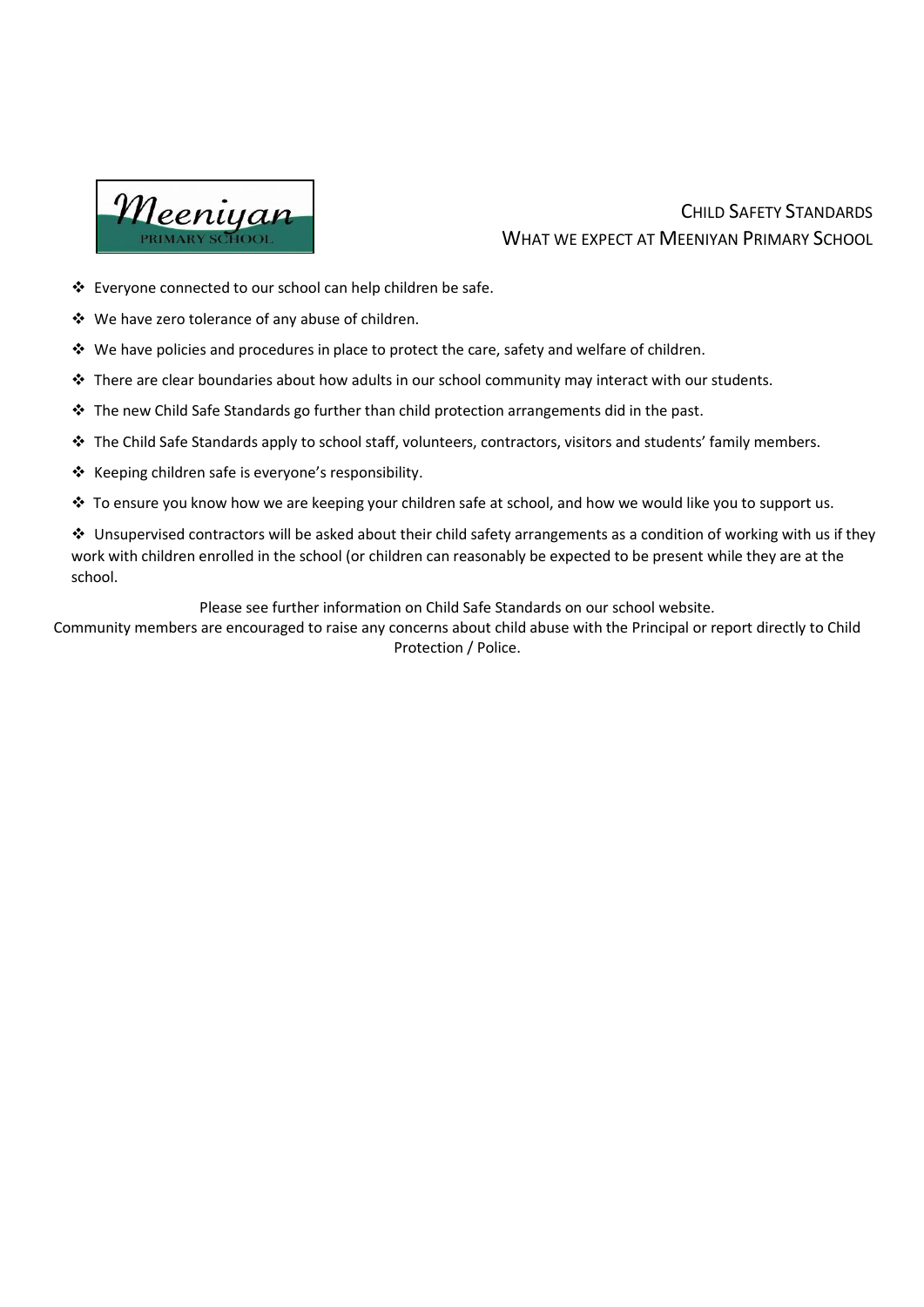Meeniyan PRIMARY SCHOOL

## CHILD SAFETY STANDARDS
## WHAT WE EXPECT AT MEENIYAN PRIMARY SCHOOL

- Everyone connected to our school can help children be safe.
- We have zero tolerance of any abuse of children.
- We have policies and procedures in place to protect the care, safety and welfare of children.
- There are clear boundaries about how adults in our school community may interact with our students.
- The new Child Safe Standards go further than child protection arrangements did in the past.
- The Child Safe Standards apply to school staff, volunteers, contractors, visitors and students' family members.
- Keeping children safe is everyone's responsibility.
- To ensure you know how we are keeping your children safe at school, and how we would like you to support us.
- Unsupervised contractors will be asked about their child safety arrangements as a condition of working with us if they work with children enrolled in the school (or children can reasonably be expected to be present while they are at the school.

Please see further information on Child Safe Standards on our school website.

Community members are encouraged to raise any concerns about child abuse with the Principal or report directly to Child Protection / Police.